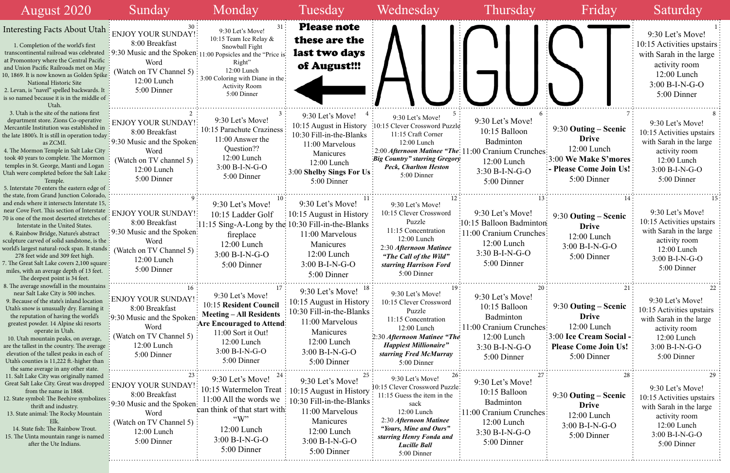# August 2020

## Interesting Facts About Utah

1. Completion of the world's first transcontinental railroad was celebrated at Promontory where the Central Pacific and Union Pacific Railroads met on May 10, 1869. It is now known as Golden Spike National Historic Site
2. Levan, is "navel" spelled backwards. It is so named because it is in the middle of Utah.
3. Utah is the site of the nations first department store. Zions Co-operative Mercantile Institution was established in the late 1800's. It is still in operation today as ZCMI.
4. The Mormon Temple in Salt Lake City took 40 years to complete. The Mormon temples in St. George, Manti and Logan Utah were completed before the Salt Lake Temple.
5. Interstate 70 enters the eastern edge of the state, from Grand Junction Colorado, and ends where it intersects Interstate 15, near Cove Fort. This section of Interstate 70 is one of the most deserted stretches of Interstate in the United States.
6. Rainbow Bridge, Nature's abstract sculpture carved of solid sandstone, is the world's largest natural-rock span. It stands 278 feet wide and 309 feet high.
7. The Great Salt Lake covers 2,100 square miles, with an average depth of 13 feet. The deepest point is 34 feet.
8. The average snowfall in the mountains near Salt Lake City is 500 inches.
9. Because of the state's inland location Utah's snow is unusually dry. Earning it the reputation of having the world's greatest powder. 14 Alpine ski resorts operate in Utah.
10. Utah mountain peaks, on average, are the tallest in the country. The average elevation of the tallest peaks in each of Utah's counties is 11,222 ft.-higher than the same average in any other state.
11. Salt Lake City was originally named Great Salt Lake City. Great was dropped from the name in 1868.
12. State symbol: The Beehive symbolizes thrift and industry.
13. State animal: The Rocky Mountain Elk.
14. State fish: The Rainbow Trout.
15. The Uinta mountain range is named after the Ute Indians.

| Sunday | Monday | Tuesday | Wednesday | Thursday | Friday | Saturday |
|---|---|---|---|---|---|---|
| **30** ENJOY YOUR SUNDAY! 8:00 Breakfast 9:30 Music and the Spoken Word (Watch on TV Channel 5) 12:00 Lunch 5:00 Dinner | **31** 9:30 Let's Move! 10:15 Team Ice Relay & Snowball Fight 11:00 Popsicles and the "Price is Right" 12:00 Lunch 3:00 Coloring with Diane in the Activity Room 5:00 Dinner | **Please note these are the last two days of August!!!** ← | AUGUST | | | **1** 9:30 Let's Move! 10:15 Activities upstairs with Sarah in the large activity room 12:00 Lunch 3:00 B-I-N-G-O 5:00 Dinner |
| **2** ENJOY YOUR SUNDAY! 8:00 Breakfast 9:30 Music and the Spoken Word (Watch on TV channel 5) 12:00 Lunch 5:00 Dinner | **3** 9:30 Let's Move! 10:15 Parachute Craziness 11:00 Answer the Question?? 12:00 Lunch 3:00 B-I-N-G-O 5:00 Dinner | **4** 9:30 Let's Move! 10:15 August in History 10:30 Fill-in-the-Blanks 11:00 Marvelous Manicures 12:00 Lunch 3:00 **Shelby Sings For Us** 5:00 Dinner | **5** 9:30 Let's Move! 10:15 Clever Crossword Puzzle 11:15 Craft Corner 12:00 Lunch 2:00 ***Afternoon Matinee "The Big Country" starring Gregory Peck, Charlton Heston*** 5:00 Dinner | **6** 9:30 Let's Move! 10:15 Balloon Badminton 11:00 Cranium Crunches 12:00 Lunch 3:30 B-I-N-G-O 5:00 Dinner | **7** **9:30 Outing – Scenic Drive** 12:00 Lunch **3:00 We Make S'mores - Please Come Join Us!** 5:00 Dinner | **8** 9:30 Let's Move! 10:15 Activities upstairs with Sarah in the large activity room 12:00 Lunch 3:00 B-I-N-G-O 5:00 Dinner |
| **9** ENJOY YOUR SUNDAY! 8:00 Breakfast 9:30 Music and the Spoken Word (Watch on TV Channel 5) 12:00 Lunch 5:00 Dinner | **10** 9:30 Let's Move! 10:15 Ladder Golf 11:15 Sing-A-Long by the fireplace 12:00 Lunch 3:00 B-I-N-G-O 5:00 Dinner | **11** 9:30 Let's Move! 10:15 August in History 10:30 Fill-in-the-Blanks 11:00 Marvelous Manicures 12:00 Lunch 3:00 B-I-N-G-O 5:00 Dinner | **12** 9:30 Let's Move! 10:15 Clever Crossword Puzzle 11:15 Concentration 12:00 Lunch 2:30 ***Afternoon Matinee "The Call of the Wild" starring Harrison Ford*** 5:00 Dinner | **13** 9:30 Let's Move! 10:15 Balloon Badminton 11:00 Cranium Crunches 12:00 Lunch 3:30 B-I-N-G-O 5:00 Dinner | **14** **9:30 Outing – Scenic Drive** 12:00 Lunch 3:00 B-I-N-G-O 5:00 Dinner | **15** 9:30 Let's Move! 10:15 Activities upstairs with Sarah in the large activity room 12:00 Lunch 3:00 B-I-N-G-O 5:00 Dinner |
| **16** ENJOY YOUR SUNDAY! 8:00 Breakfast 9:30 Music and the Spoken Word (Watch on TV Channel 5) 12:00 Lunch 5:00 Dinner | **17** 9:30 Let's Move! 10:15 **Resident Council Meeting – All Residents Are Encouraged to Attend** 11:00 Sort it Out! 12:00 Lunch 3:00 B-I-N-G-O 5:00 Dinner | **18** 9:30 Let's Move! 10:15 August in History 10:30 Fill-in-the-Blanks 11:00 Marvelous Manicures 12:00 Lunch 3:00 B-I-N-G-O 5:00 Dinner | **19** 9:30 Let's Move! 10:15 Clever Crossword Puzzle 11:15 Concentration 12:00 Lunch 2:30 ***Afternoon Matinee "The Happiest Millionaire" starring Fred McMurray*** 5:00 Dinner | **20** 9:30 Let's Move! 10:15 Balloon Badminton 11:00 Cranium Crunches 12:00 Lunch 3:30 B-I-N-G-O 5:00 Dinner | **21** **9:30 Outing – Scenic Drive** 12:00 Lunch **3:00 Ice Cream Social - Please Come Join Us!** 5:00 Dinner | **22** 9:30 Let's Move! 10:15 Activities upstairs with Sarah in the large activity room 12:00 Lunch 3:00 B-I-N-G-O 5:00 Dinner |
| **23** ENJOY YOUR SUNDAY! 8:00 Breakfast 9:30 Music and the Spoken Word (Watch on TV Channel 5) 12:00 Lunch 5:00 Dinner | **24** 9:30 Let's Move! 10:15 Watermelon Treat 11:00 All the words we can think of that start with "W" 12:00 Lunch 3:00 B-I-N-G-O 5:00 Dinner | **25** 9:30 Let's Move! 10:15 August in History 10:30 Fill-in-the-Blanks 11:00 Marvelous Manicures 12:00 Lunch 3:00 B-I-N-G-O 5:00 Dinner | **26** 9:30 Let's Move! 10:15 Clever Crossword Puzzle 11:15 Guess the item in the sack 12:00 Lunch 2:30 ***Afternoon Matinee "Yours, Mine and Ours" starring Henry Fonda and Lucille Ball*** 5:00 Dinner | **27** 9:30 Let's Move! 10:15 Balloon Badminton 11:00 Cranium Crunches 12:00 Lunch 3:30 B-I-N-G-O 5:00 Dinner | **28** **9:30 Outing – Scenic Drive** 12:00 Lunch 3:00 B-I-N-G-O 5:00 Dinner | **29** 9:30 Let's Move! 10:15 Activities upstairs with Sarah in the large activity room 12:00 Lunch 3:00 B-I-N-G-O 5:00 Dinner |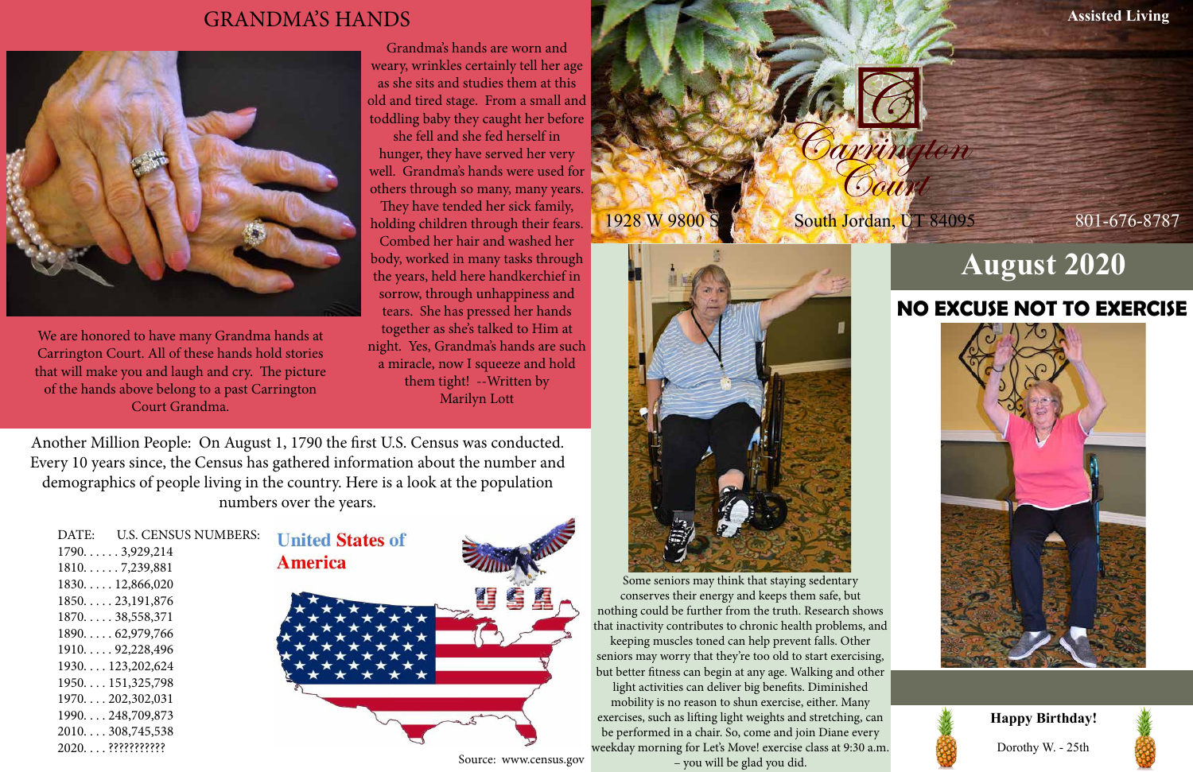## GRANDMA'S HANDS

Grandma's hands are worn and weary, wrinkles certainly tell her age as she sits and studies them at this old and tired stage. From a small and toddling baby they caught her before she fell and she fed herself in hunger, they have served her very well. Grandma's hands were used for others through so many, many years. They have tended her sick family, holding children through their fears. Combed her hair and washed her body, worked in many tasks through the years, held here handkerchief in sorrow, through unhappiness and tears. She has pressed her hands together as she's talked to Him at night. Yes, Grandma's hands are such a miracle, now I squeeze and hold them tight! --Written by Marilyn Lott

We are honored to have many Grandma hands at Carrington Court. All of these hands hold stories that will make you and laugh and cry. The picture of the hands above belong to a past Carrington Court Grandma.

Another Million People: On August 1, 1790 the first U.S. Census was conducted. Every 10 years since, the Census has gathered information about the number and demographics of people living in the country. Here is a look at the population numbers over the years.

| DATE: | U.S. CENSUS NUMBERS: |
|---|---|
| 1790 | 3,929,214 |
| 1810 | 7,239,881 |
| 1830 | 12,866,020 |
| 1850 | 23,191,876 |
| 1870 | 38,558,371 |
| 1890 | 62,979,766 |
| 1910 | 92,228,496 |
| 1930 | 123,202,624 |
| 1950 | 151,325,798 |
| 1970 | 202,302,031 |
| 1990 | 248,709,873 |
| 2010 | 308,745,538 |
| 2020 | ??????????? |

United States of America

USA

Source: www.census.gov

Assisted Living

Carrington Court

1928 W 9800 S South Jordan, UT 84095 801-676-8787

# August 2020

## NO EXCUSE NOT TO EXERCISE

Some seniors may think that staying sedentary conserves their energy and keeps them safe, but nothing could be further from the truth. Research shows that inactivity contributes to chronic health problems, and keeping muscles toned can help prevent falls. Other seniors may worry that they're too old to start exercising, but better fitness can begin at any age. Walking and other light activities can deliver big benefits. Diminished mobility is no reason to shun exercise, either. Many exercises, such as lifting light weights and stretching, can be performed in a chair. So, come and join Diane every weekday morning for Let's Move! exercise class at 9:30 a.m. – you will be glad you did.

**Happy Birthday!**

Dorothy W. - 25th